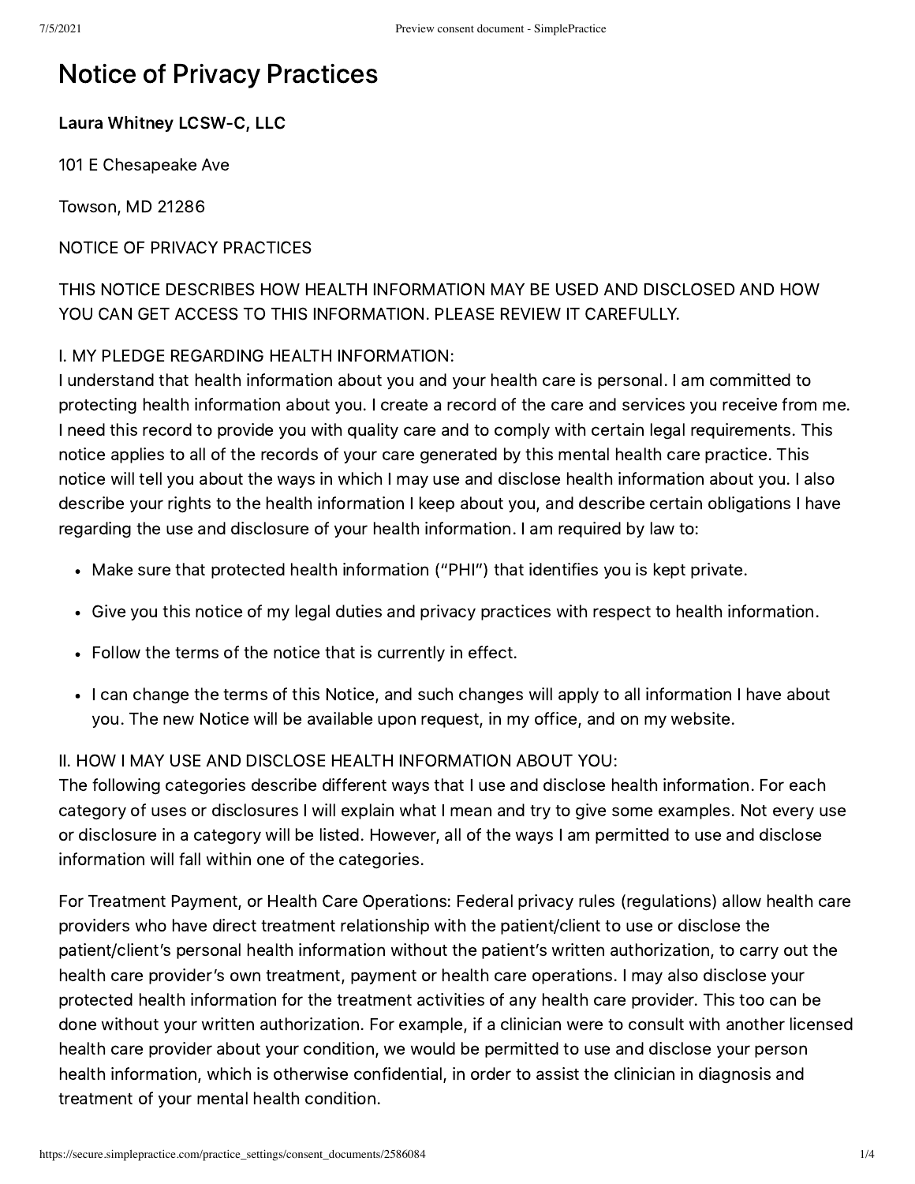# Notice of Privacy Practices

**Laura Whitney LCSW-C, LLC**

101 E Chesapeake Ave

Towson, MD 21286

NOTICE OF PRIVACY PRACTICES

THIS NOTICE DESCRIBES HOW HEALTH INFORMATION MAY BE USED AND DISCLOSED AND HOW YOU CAN GET ACCESS TO THIS INFORMATION. PLEASE REVIEW IT CAREFULLY.

I. MY PLEDGE REGARDING HEALTH INFORMATION:
I understand that health information about you and your health care is personal. I am committed to protecting health information about you. I create a record of the care and services you receive from me. I need this record to provide you with quality care and to comply with certain legal requirements. This notice applies to all of the records of your care generated by this mental health care practice. This notice will tell you about the ways in which I may use and disclose health information about you. I also describe your rights to the health information I keep about you, and describe certain obligations I have regarding the use and disclosure of your health information. I am required by law to:

- Make sure that protected health information ("PHI") that identifies you is kept private.
- Give you this notice of my legal duties and privacy practices with respect to health information.
- Follow the terms of the notice that is currently in effect.
- I can change the terms of this Notice, and such changes will apply to all information I have about you. The new Notice will be available upon request, in my office, and on my website.

II. HOW I MAY USE AND DISCLOSE HEALTH INFORMATION ABOUT YOU:
The following categories describe different ways that I use and disclose health information. For each category of uses or disclosures I will explain what I mean and try to give some examples. Not every use or disclosure in a category will be listed. However, all of the ways I am permitted to use and disclose information will fall within one of the categories.

For Treatment Payment, or Health Care Operations: Federal privacy rules (regulations) allow health care providers who have direct treatment relationship with the patient/client to use or disclose the patient/client's personal health information without the patient's written authorization, to carry out the health care provider's own treatment, payment or health care operations. I may also disclose your protected health information for the treatment activities of any health care provider. This too can be done without your written authorization. For example, if a clinician were to consult with another licensed health care provider about your condition, we would be permitted to use and disclose your person health information, which is otherwise confidential, in order to assist the clinician in diagnosis and treatment of your mental health condition.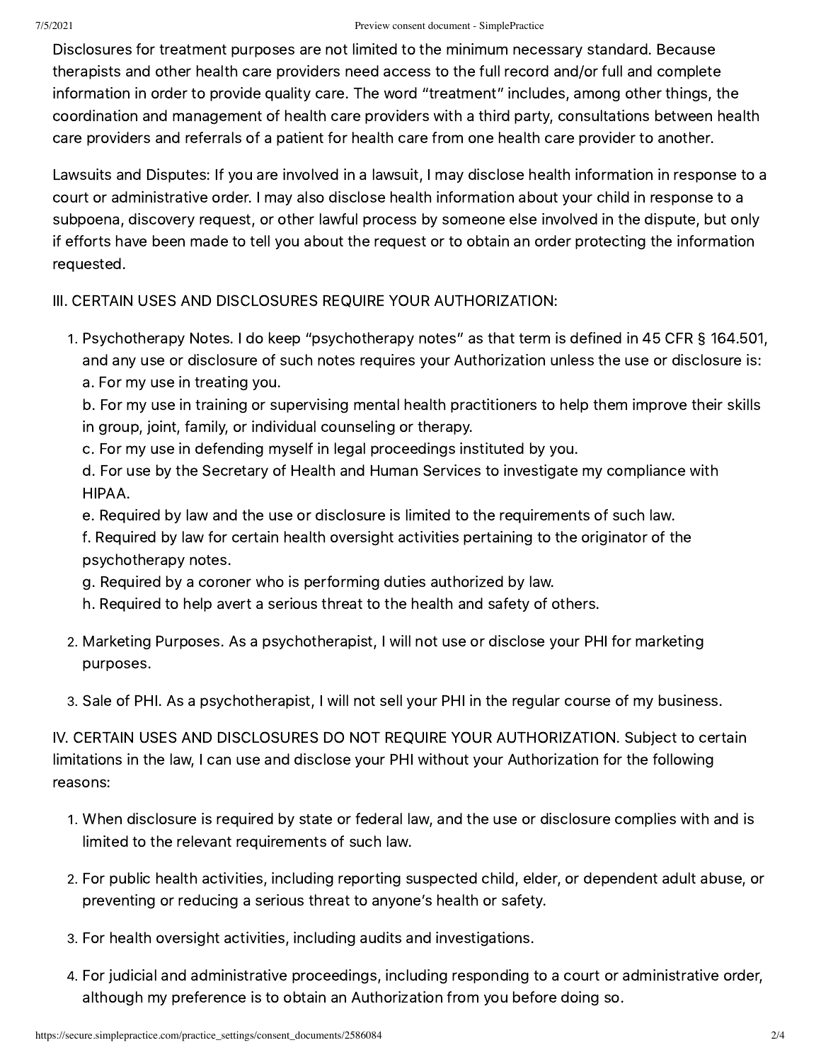Disclosures for treatment purposes are not limited to the minimum necessary standard. Because therapists and other health care providers need access to the full record and/or full and complete information in order to provide quality care. The word "treatment" includes, among other things, the coordination and management of health care providers with a third party, consultations between health care providers and referrals of a patient for health care from one health care provider to another.

Lawsuits and Disputes: If you are involved in a lawsuit, I may disclose health information in response to a court or administrative order. I may also disclose health information about your child in response to a subpoena, discovery request, or other lawful process by someone else involved in the dispute, but only if efforts have been made to tell you about the request or to obtain an order protecting the information requested.

III. CERTAIN USES AND DISCLOSURES REQUIRE YOUR AUTHORIZATION:

1. Psychotherapy Notes. I do keep "psychotherapy notes" as that term is defined in 45 CFR § 164.501, and any use or disclosure of such notes requires your Authorization unless the use or disclosure is:
   a. For my use in treating you.
   b. For my use in training or supervising mental health practitioners to help them improve their skills in group, joint, family, or individual counseling or therapy.
   c. For my use in defending myself in legal proceedings instituted by you.
   d. For use by the Secretary of Health and Human Services to investigate my compliance with HIPAA.
   e. Required by law and the use or disclosure is limited to the requirements of such law.
   f. Required by law for certain health oversight activities pertaining to the originator of the psychotherapy notes.
   g. Required by a coroner who is performing duties authorized by law.
   h. Required to help avert a serious threat to the health and safety of others.

2. Marketing Purposes. As a psychotherapist, I will not use or disclose your PHI for marketing purposes.

3. Sale of PHI. As a psychotherapist, I will not sell your PHI in the regular course of my business.

IV. CERTAIN USES AND DISCLOSURES DO NOT REQUIRE YOUR AUTHORIZATION. Subject to certain limitations in the law, I can use and disclose your PHI without your Authorization for the following reasons:

1. When disclosure is required by state or federal law, and the use or disclosure complies with and is limited to the relevant requirements of such law.

2. For public health activities, including reporting suspected child, elder, or dependent adult abuse, or preventing or reducing a serious threat to anyone's health or safety.

3. For health oversight activities, including audits and investigations.

4. For judicial and administrative proceedings, including responding to a court or administrative order, although my preference is to obtain an Authorization from you before doing so.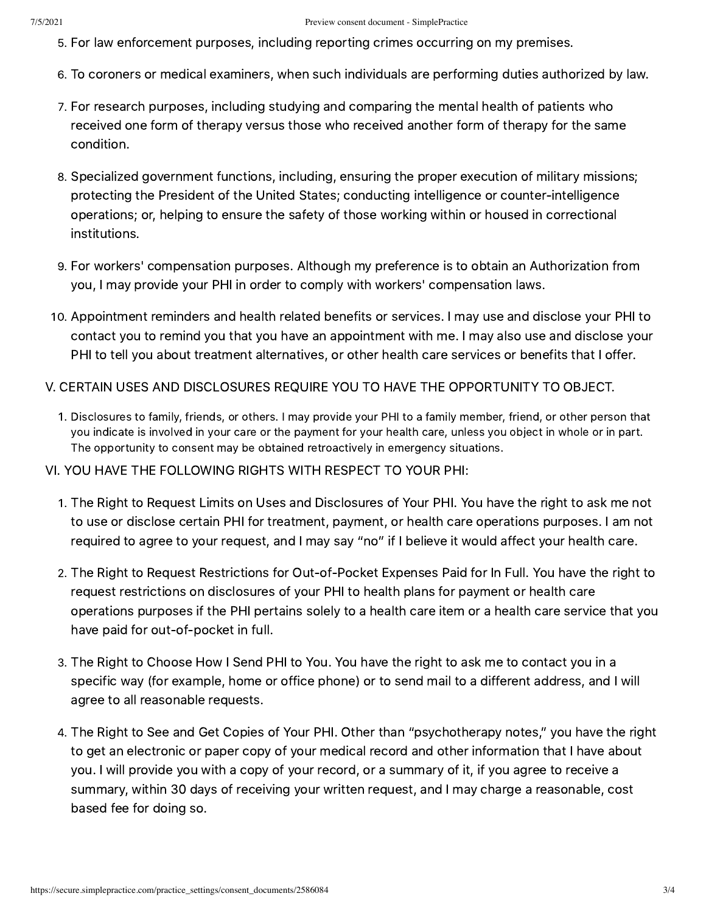5. For law enforcement purposes, including reporting crimes occurring on my premises.
6. To coroners or medical examiners, when such individuals are performing duties authorized by law.
7. For research purposes, including studying and comparing the mental health of patients who received one form of therapy versus those who received another form of therapy for the same condition.
8. Specialized government functions, including, ensuring the proper execution of military missions; protecting the President of the United States; conducting intelligence or counter-intelligence operations; or, helping to ensure the safety of those working within or housed in correctional institutions.
9. For workers' compensation purposes. Although my preference is to obtain an Authorization from you, I may provide your PHI in order to comply with workers' compensation laws.
10. Appointment reminders and health related benefits or services. I may use and disclose your PHI to contact you to remind you that you have an appointment with me. I may also use and disclose your PHI to tell you about treatment alternatives, or other health care services or benefits that I offer.

V. CERTAIN USES AND DISCLOSURES REQUIRE YOU TO HAVE THE OPPORTUNITY TO OBJECT.

1. Disclosures to family, friends, or others. I may provide your PHI to a family member, friend, or other person that you indicate is involved in your care or the payment for your health care, unless you object in whole or in part. The opportunity to consent may be obtained retroactively in emergency situations.

VI. YOU HAVE THE FOLLOWING RIGHTS WITH RESPECT TO YOUR PHI:

1. The Right to Request Limits on Uses and Disclosures of Your PHI. You have the right to ask me not to use or disclose certain PHI for treatment, payment, or health care operations purposes. I am not required to agree to your request, and I may say "no" if I believe it would affect your health care.
2. The Right to Request Restrictions for Out-of-Pocket Expenses Paid for In Full. You have the right to request restrictions on disclosures of your PHI to health plans for payment or health care operations purposes if the PHI pertains solely to a health care item or a health care service that you have paid for out-of-pocket in full.
3. The Right to Choose How I Send PHI to You. You have the right to ask me to contact you in a specific way (for example, home or office phone) or to send mail to a different address, and I will agree to all reasonable requests.
4. The Right to See and Get Copies of Your PHI. Other than "psychotherapy notes," you have the right to get an electronic or paper copy of your medical record and other information that I have about you. I will provide you with a copy of your record, or a summary of it, if you agree to receive a summary, within 30 days of receiving your written request, and I may charge a reasonable, cost based fee for doing so.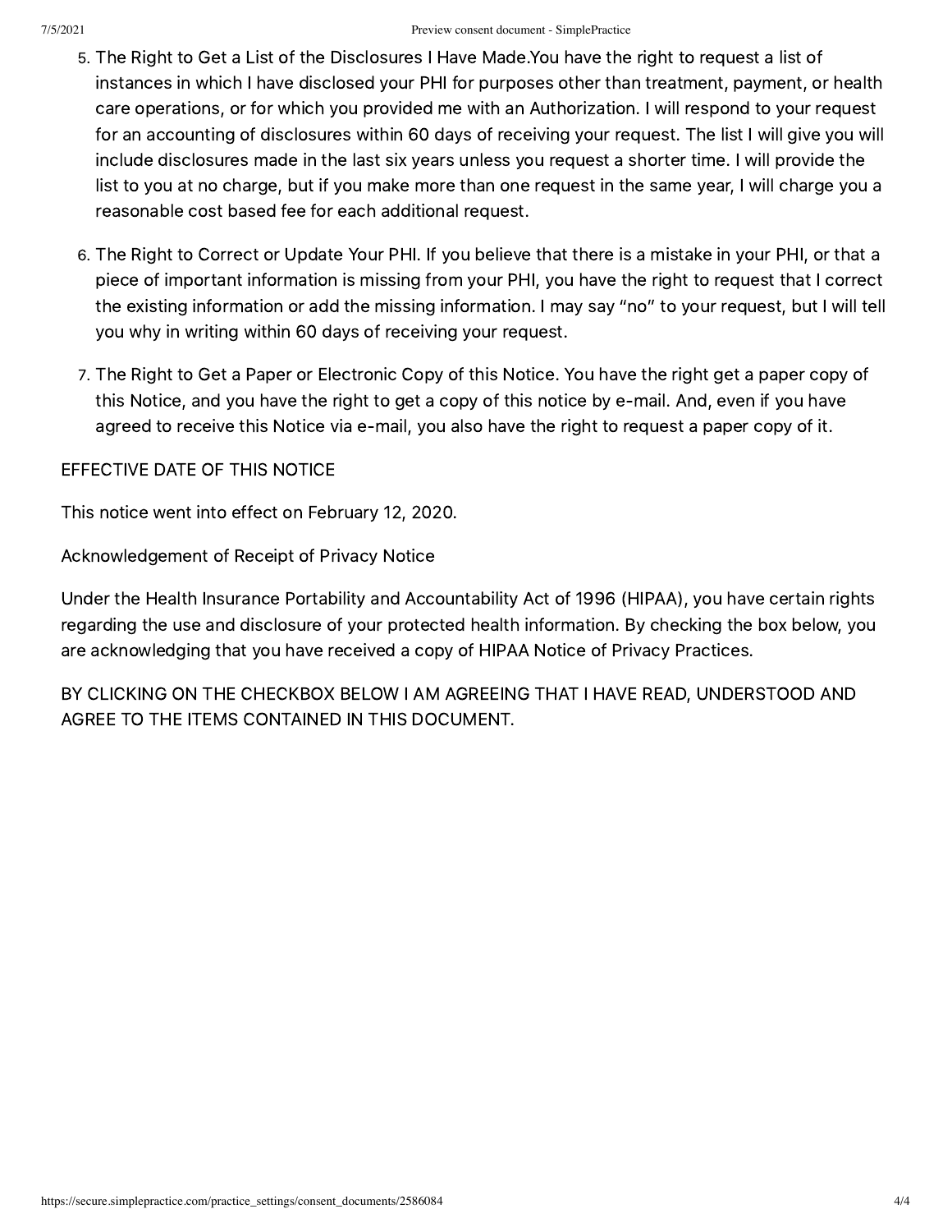5. The Right to Get a List of the Disclosures I Have Made.You have the right to request a list of instances in which I have disclosed your PHI for purposes other than treatment, payment, or health care operations, or for which you provided me with an Authorization. I will respond to your request for an accounting of disclosures within 60 days of receiving your request. The list I will give you will include disclosures made in the last six years unless you request a shorter time. I will provide the list to you at no charge, but if you make more than one request in the same year, I will charge you a reasonable cost based fee for each additional request.

6. The Right to Correct or Update Your PHI. If you believe that there is a mistake in your PHI, or that a piece of important information is missing from your PHI, you have the right to request that I correct the existing information or add the missing information. I may say "no" to your request, but I will tell you why in writing within 60 days of receiving your request.

7. The Right to Get a Paper or Electronic Copy of this Notice. You have the right get a paper copy of this Notice, and you have the right to get a copy of this notice by e-mail. And, even if you have agreed to receive this Notice via e-mail, you also have the right to request a paper copy of it.

EFFECTIVE DATE OF THIS NOTICE

This notice went into effect on February 12, 2020.

Acknowledgement of Receipt of Privacy Notice

Under the Health Insurance Portability and Accountability Act of 1996 (HIPAA), you have certain rights regarding the use and disclosure of your protected health information. By checking the box below, you are acknowledging that you have received a copy of HIPAA Notice of Privacy Practices.

BY CLICKING ON THE CHECKBOX BELOW I AM AGREEING THAT I HAVE READ, UNDERSTOOD AND AGREE TO THE ITEMS CONTAINED IN THIS DOCUMENT.